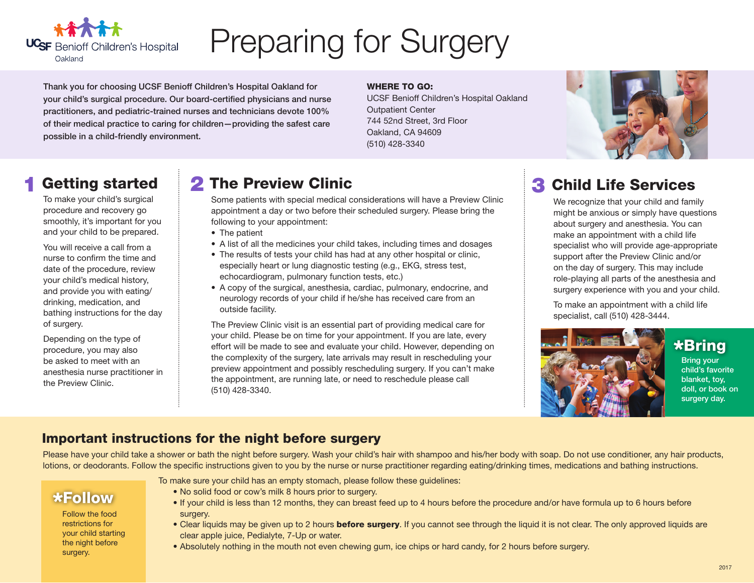UCSF Benioff Children's Hospital Oakland

# Preparing for Surgery

**Thank you for choosing UCSF Benioff Children's Hospital Oakland for your child's surgical procedure. Our board-certified physicians and nurse practitioners, and pediatric-trained nurses and technicians devote 100% of their medical practice to caring for children—providing the safest care possible in a child-friendly environment.**

**WHERE TO GO:**
UCSF Benioff Children's Hospital Oakland
Outpatient Center
744 52nd Street, 3rd Floor
Oakland, CA 94609
(510) 428-3340

## 1 Getting started

To make your child's surgical procedure and recovery go smoothly, it's important for you and your child to be prepared.

You will receive a call from a nurse to confirm the time and date of the procedure, review your child's medical history, and provide you with eating/drinking, medication, and bathing instructions for the day of surgery.

Depending on the type of procedure, you may also be asked to meet with an anesthesia nurse practitioner in the Preview Clinic.

## 2 The Preview Clinic

Some patients with special medical considerations will have a Preview Clinic appointment a day or two before their scheduled surgery. Please bring the following to your appointment:

- The patient
- A list of all the medicines your child takes, including times and dosages
- The results of tests your child has had at any other hospital or clinic, especially heart or lung diagnostic testing (e.g., EKG, stress test, echocardiogram, pulmonary function tests, etc.)
- A copy of the surgical, anesthesia, cardiac, pulmonary, endocrine, and neurology records of your child if he/she has received care from an outside facility.

The Preview Clinic visit is an essential part of providing medical care for your child. Please be on time for your appointment. If you are late, every effort will be made to see and evaluate your child. However, depending on the complexity of the surgery, late arrivals may result in rescheduling your preview appointment and possibly rescheduling surgery. If you can't make the appointment, are running late, or need to reschedule please call (510) 428-3340.

## 3 Child Life Services

We recognize that your child and family might be anxious or simply have questions about surgery and anesthesia. You can make an appointment with a child life specialist who will provide age-appropriate support after the Preview Clinic and/or on the day of surgery. This may include role-playing all parts of the anesthesia and surgery experience with you and your child.

To make an appointment with a child life specialist, call (510) 428-3444.

**\*Bring**

Bring your child's favorite blanket, toy, doll, or book on surgery day.

## Important instructions for the night before surgery

Please have your child take a shower or bath the night before surgery. Wash your child's hair with shampoo and his/her body with soap. Do not use conditioner, any hair products, lotions, or deodorants. Follow the specific instructions given to you by the nurse or nurse practitioner regarding eating/drinking times, medications and bathing instructions.

**\*Follow**

Follow the food restrictions for your child starting the night before surgery.

To make sure your child has an empty stomach, please follow these guidelines:

- No solid food or cow's milk 8 hours prior to surgery.
- If your child is less than 12 months, they can breast feed up to 4 hours before the procedure and/or have formula up to 6 hours before surgery.
- Clear liquids may be given up to 2 hours **before surgery**. If you cannot see through the liquid it is not clear. The only approved liquids are clear apple juice, Pedialyte, 7-Up or water.
- Absolutely nothing in the mouth not even chewing gum, ice chips or hard candy, for 2 hours before surgery.

2017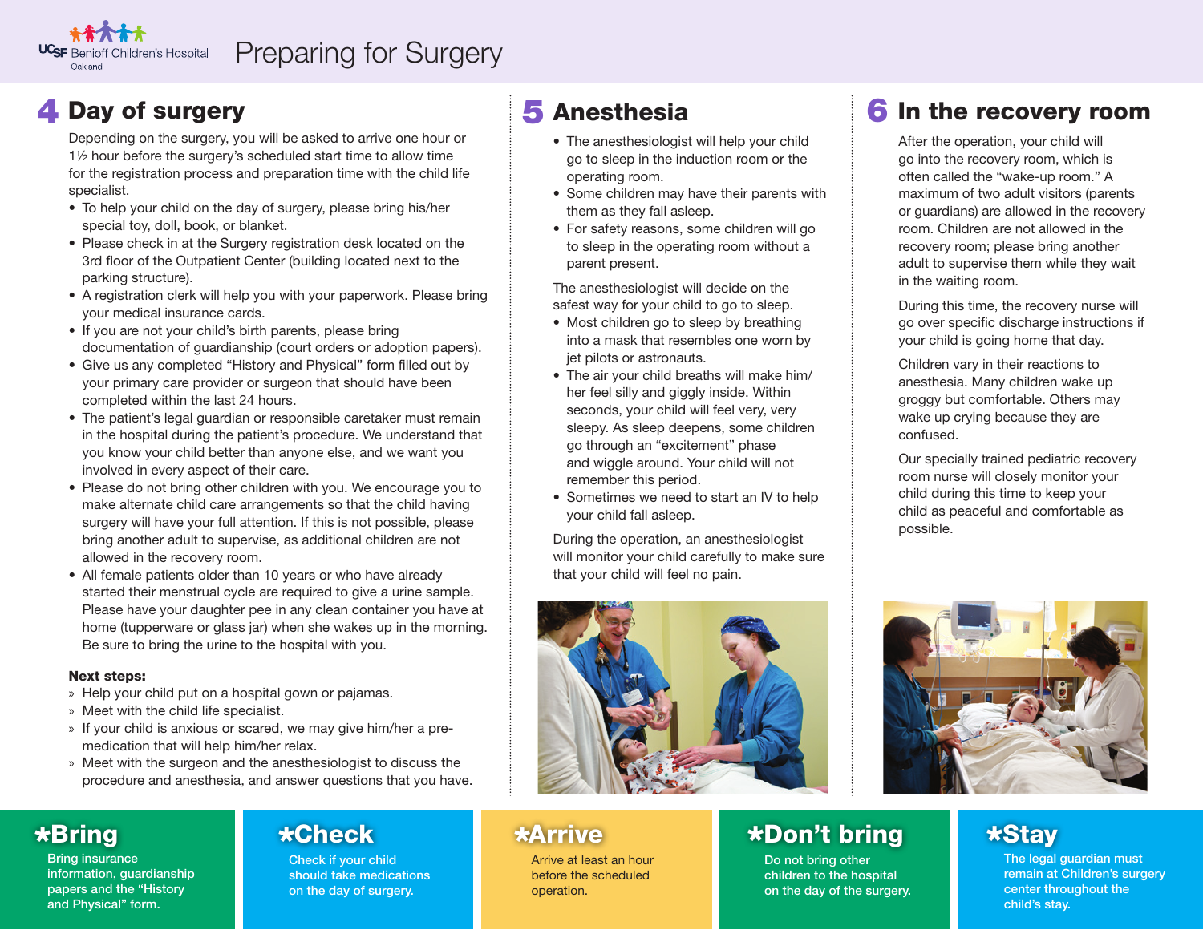# Preparing for Surgery

## 4 Day of surgery

Depending on the surgery, you will be asked to arrive one hour or 1½ hour before the surgery's scheduled start time to allow time for the registration process and preparation time with the child life specialist.

- To help your child on the day of surgery, please bring his/her special toy, doll, book, or blanket.
- Please check in at the Surgery registration desk located on the 3rd floor of the Outpatient Center (building located next to the parking structure).
- A registration clerk will help you with your paperwork. Please bring your medical insurance cards.
- If you are not your child's birth parents, please bring documentation of guardianship (court orders or adoption papers).
- Give us any completed "History and Physical" form filled out by your primary care provider or surgeon that should have been completed within the last 24 hours.
- The patient's legal guardian or responsible caretaker must remain in the hospital during the patient's procedure. We understand that you know your child better than anyone else, and we want you involved in every aspect of their care.
- Please do not bring other children with you. We encourage you to make alternate child care arrangements so that the child having surgery will have your full attention. If this is not possible, please bring another adult to supervise, as additional children are not allowed in the recovery room.
- All female patients older than 10 years or who have already started their menstrual cycle are required to give a urine sample. Please have your daughter pee in any clean container you have at home (tupperware or glass jar) when she wakes up in the morning. Be sure to bring the urine to the hospital with you.

**Next steps:**

» Help your child put on a hospital gown or pajamas.
» Meet with the child life specialist.
» If your child is anxious or scared, we may give him/her a pre-medication that will help him/her relax.
» Meet with the surgeon and the anesthesiologist to discuss the procedure and anesthesia, and answer questions that you have.

## 5 Anesthesia

- The anesthesiologist will help your child go to sleep in the induction room or the operating room.
- Some children may have their parents with them as they fall asleep.
- For safety reasons, some children will go to sleep in the operating room without a parent present.

The anesthesiologist will decide on the safest way for your child to go to sleep.

- Most children go to sleep by breathing into a mask that resembles one worn by jet pilots or astronauts.
- The air your child breaths will make him/her feel silly and giggly inside. Within seconds, your child will feel very, very sleepy. As sleep deepens, some children go through an "excitement" phase and wiggle around. Your child will not remember this period.
- Sometimes we need to start an IV to help your child fall asleep.

During the operation, an anesthesiologist will monitor your child carefully to make sure that your child will feel no pain.

## 6 In the recovery room

After the operation, your child will go into the recovery room, which is often called the "wake-up room." A maximum of two adult visitors (parents or guardians) are allowed in the recovery room. Children are not allowed in the recovery room; please bring another adult to supervise them while they wait in the waiting room.

During this time, the recovery nurse will go over specific discharge instructions if your child is going home that day.

Children vary in their reactions to anesthesia. Many children wake up groggy but comfortable. Others may wake up crying because they are confused.

Our specially trained pediatric recovery room nurse will closely monitor your child during this time to keep your child as peaceful and comfortable as possible.

**\*Bring**
Bring insurance information, guardianship papers and the "History and Physical" form.

**\*Check**
Check if your child should take medications on the day of surgery.

**\*Arrive**
Arrive at least an hour before the scheduled operation.

**\*Don't bring**
Do not bring other children to the hospital on the day of the surgery.

**\*Stay**
The legal guardian must remain at Children's surgery center throughout the child's stay.